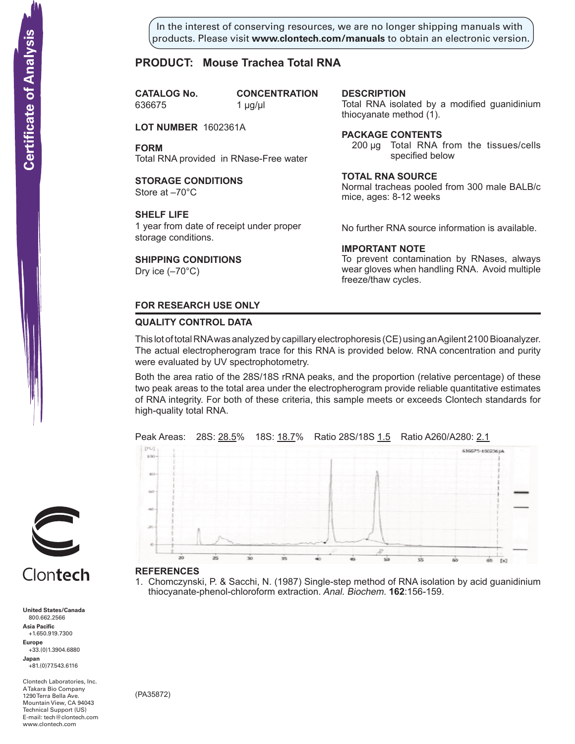In the interest of conserving resources, we are no longer shipping manuals with products. Please visit **www.clontech.com/manuals** to obtain an electronic version.

Certificate of Analysis

## PRODUCT: Mouse Trachea Total RNA

**CATALOG No.**
636675

**CONCENTRATION**
1 µg/µl

**LOT NUMBER** 1602361A

**FORM**
Total RNA provided in RNase-Free water

**STORAGE CONDITIONS**
Store at –70°C

**SHELF LIFE**
1 year from date of receipt under proper storage conditions.

**SHIPPING CONDITIONS**
Dry ice (–70°C)

**DESCRIPTION**
Total RNA isolated by a modified guanidinium thiocyanate method (1).

**PACKAGE CONTENTS**
200 µg Total RNA from the tissues/cells specified below

**TOTAL RNA SOURCE**
Normal tracheas pooled from 300 male BALB/c mice, ages: 8-12 weeks

No further RNA source information is available.

**IMPORTANT NOTE**
To prevent contamination by RNases, always wear gloves when handling RNA. Avoid multiple freeze/thaw cycles.

**FOR RESEARCH USE ONLY**

### QUALITY CONTROL DATA

This lot of total RNA was analyzed by capillary electrophoresis (CE) using an Agilent 2100 Bioanalyzer. The actual electropherogram trace for this RNA is provided below. RNA concentration and purity were evaluated by UV spectrophotometry.

Both the area ratio of the 28S/18S rRNA peaks, and the proportion (relative percentage) of these two peak areas to the total area under the electropherogram provide reliable quantitative estimates of RNA integrity. For both of these criteria, this sample meets or exceeds Clontech standards for high-quality total RNA.

Peak Areas: 28S: 28.5% 18S: 18.7% Ratio 28S/18S 1.5 Ratio A260/A280: 2.1

### REFERENCES

1. Chomczynski, P. & Sacchi, N. (1987) Single-step method of RNA isolation by acid guanidinium thiocyanate-phenol-chloroform extraction. *Anal. Biochem.* **162**:156-159.

(PA35872)

Clontech

**United States/Canada**
800.662.2566
**Asia Pacific**
+1.650.919.7300
**Europe**
+33.(0)1.3904.6880
**Japan**
+81.(0)77.543.6116

Clontech Laboratories, Inc.
A Takara Bio Company
1290 Terra Bella Ave.
Mountain View, CA 94043
Technical Support (US)
E-mail: tech@clontech.com
www.clontech.com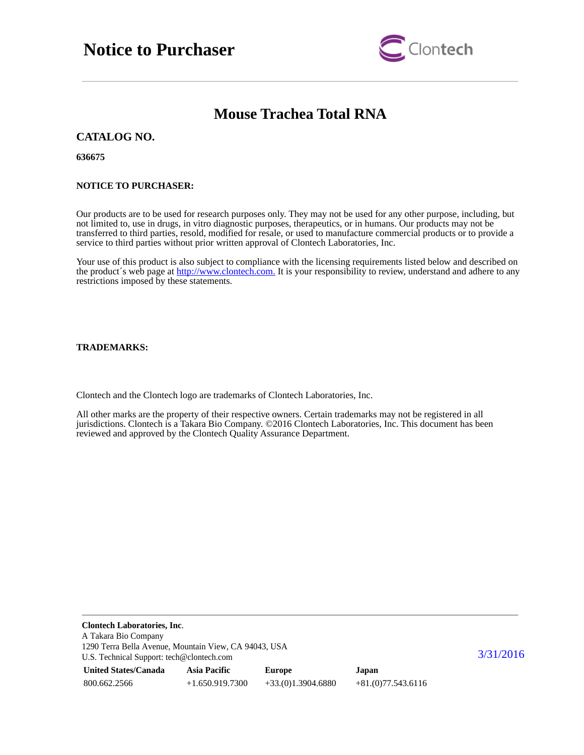# Notice to Purchaser

## Mouse Trachea Total RNA

### CATALOG NO.

**636675**

**NOTICE TO PURCHASER:**

Our products are to be used for research purposes only. They may not be used for any other purpose, including, but not limited to, use in drugs, in vitro diagnostic purposes, therapeutics, or in humans. Our products may not be transferred to third parties, resold, modified for resale, or used to manufacture commercial products or to provide a service to third parties without prior written approval of Clontech Laboratories, Inc.

Your use of this product is also subject to compliance with the licensing requirements listed below and described on the product´s web page at [http://www.clontech.com.](http://www.clontech.com) It is your responsibility to review, understand and adhere to any restrictions imposed by these statements.

**TRADEMARKS:**

Clontech and the Clontech logo are trademarks of Clontech Laboratories, Inc.

All other marks are the property of their respective owners. Certain trademarks may not be registered in all jurisdictions. Clontech is a Takara Bio Company. ©2016 Clontech Laboratories, Inc. This document has been reviewed and approved by the Clontech Quality Assurance Department.

**Clontech Laboratories, Inc.**
A Takara Bio Company
1290 Terra Bella Avenue, Mountain View, CA 94043, USA
U.S. Technical Support: tech@clontech.com

3/31/2016

| United States/Canada | Asia Pacific | Europe | Japan |
|---|---|---|---|
| 800.662.2566 | +1.650.919.7300 | +33.(0)1.3904.6880 | +81.(0)77.543.6116 |